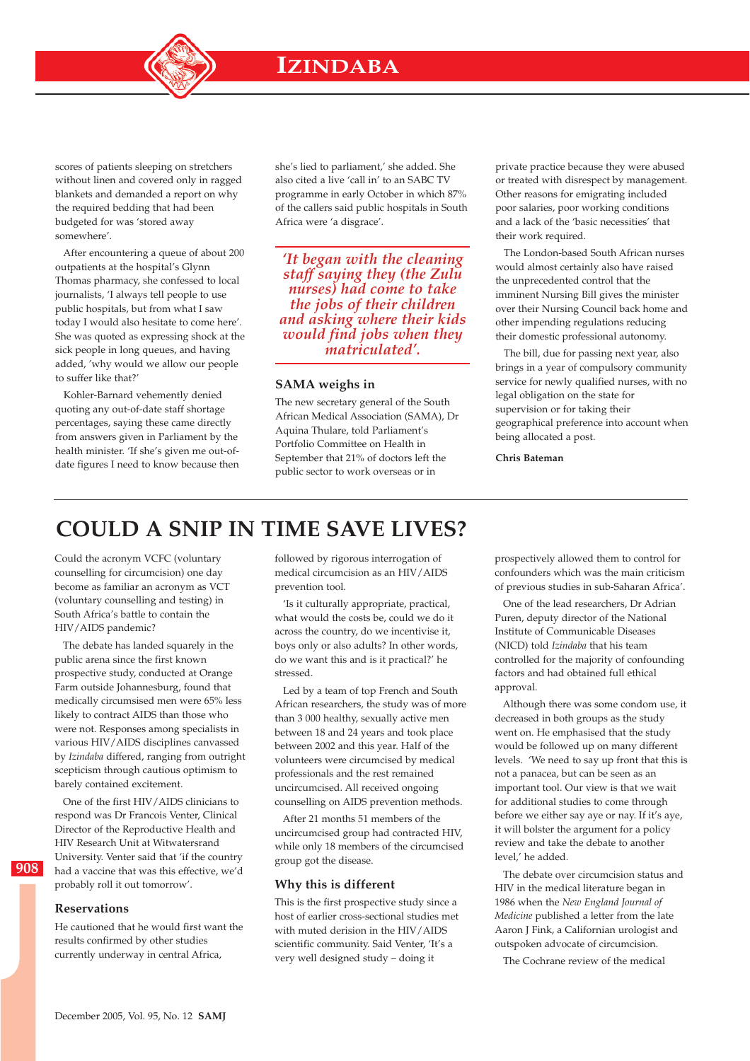scores of patients sleeping on stretchers without linen and covered only in ragged blankets and demanded a report on why the required bedding that had been budgeted for was 'stored away somewhere'.

After encountering a queue of about 200 outpatients at the hospital's Glynn Thomas pharmacy, she confessed to local journalists, 'I always tell people to use public hospitals, but from what I saw today I would also hesitate to come here'. She was quoted as expressing shock at the sick people in long queues, and having added, 'why would we allow our people to suffer like that?'

Kohler-Barnard vehemently denied quoting any out-of-date staff shortage percentages, saying these came directly from answers given in Parliament by the health minister. 'If she's given me out-of-date figures I need to know because then she's lied to parliament,' she added. She also cited a live 'call in' to an SABC TV programme in early October in which 87% of the callers said public hospitals in South Africa were 'a disgrace'.

> *'It began with the cleaning staff saying they (the Zulu nurses) had come to take the jobs of their children and asking where their kids would find jobs when they matriculated'.*

### SAMA weighs in

The new secretary general of the South African Medical Association (SAMA), Dr Aquina Thulare, told Parliament's Portfolio Committee on Health in September that 21% of doctors left the public sector to work overseas or in private practice because they were abused or treated with disrespect by management. Other reasons for emigrating included poor salaries, poor working conditions and a lack of the 'basic necessities' that their work required.

The London-based South African nurses would almost certainly also have raised the unprecedented control that the imminent Nursing Bill gives the minister over their Nursing Council back home and other impending regulations reducing their domestic professional autonomy.

The bill, due for passing next year, also brings in a year of compulsory community service for newly qualified nurses, with no legal obligation on the state for supervision or for taking their geographical preference into account when being allocated a post.

**Chris Bateman**

# COULD A SNIP IN TIME SAVE LIVES?

Could the acronym VCFC (voluntary counselling for circumcision) one day become as familiar an acronym as VCT (voluntary counselling and testing) in South Africa's battle to contain the HIV/AIDS pandemic?

The debate has landed squarely in the public arena since the first known prospective study, conducted at Orange Farm outside Johannesburg, found that medically circumsised men were 65% less likely to contract AIDS than those who were not. Responses among specialists in various HIV/AIDS disciplines canvassed by *Izindaba* differed, ranging from outright scepticism through cautious optimism to barely contained excitement.

One of the first HIV/AIDS clinicians to respond was Dr Francois Venter, Clinical Director of the Reproductive Health and HIV Research Unit at Witwatersrand University. Venter said that 'if the country had a vaccine that was this effective, we'd probably roll it out tomorrow'.

### Reservations

He cautioned that he would first want the results confirmed by other studies currently underway in central Africa, followed by rigorous interrogation of medical circumcision as an HIV/AIDS prevention tool.

'Is it culturally appropriate, practical, what would the costs be, could we do it across the country, do we incentivise it, boys only or also adults? In other words, do we want this and is it practical?' he stressed.

Led by a team of top French and South African researchers, the study was of more than 3 000 healthy, sexually active men between 18 and 24 years and took place between 2002 and this year. Half of the volunteers were circumcised by medical professionals and the rest remained uncircumcised. All received ongoing counselling on AIDS prevention methods.

After 21 months 51 members of the uncircumcised group had contracted HIV, while only 18 members of the circumcised group got the disease.

### Why this is different

This is the first prospective study since a host of earlier cross-sectional studies met with muted derision in the HIV/AIDS scientific community. Said Venter, 'It's a very well designed study – doing it prospectively allowed them to control for confounders which was the main criticism of previous studies in sub-Saharan Africa'.

One of the lead researchers, Dr Adrian Puren, deputy director of the National Institute of Communicable Diseases (NICD) told *Izindaba* that his team controlled for the majority of confounding factors and had obtained full ethical approval.

Although there was some condom use, it decreased in both groups as the study went on. He emphasised that the study would be followed up on many different levels. 'We need to say up front that this is not a panacea, but can be seen as an important tool. Our view is that we wait for additional studies to come through before we either say aye or nay. If it's aye, it will bolster the argument for a policy review and take the debate to another level,' he added.

The debate over circumcision status and HIV in the medical literature began in 1986 when the *New England Journal of Medicine* published a letter from the late Aaron J Fink, a Californian urologist and outspoken advocate of circumcision.

The Cochrane review of the medical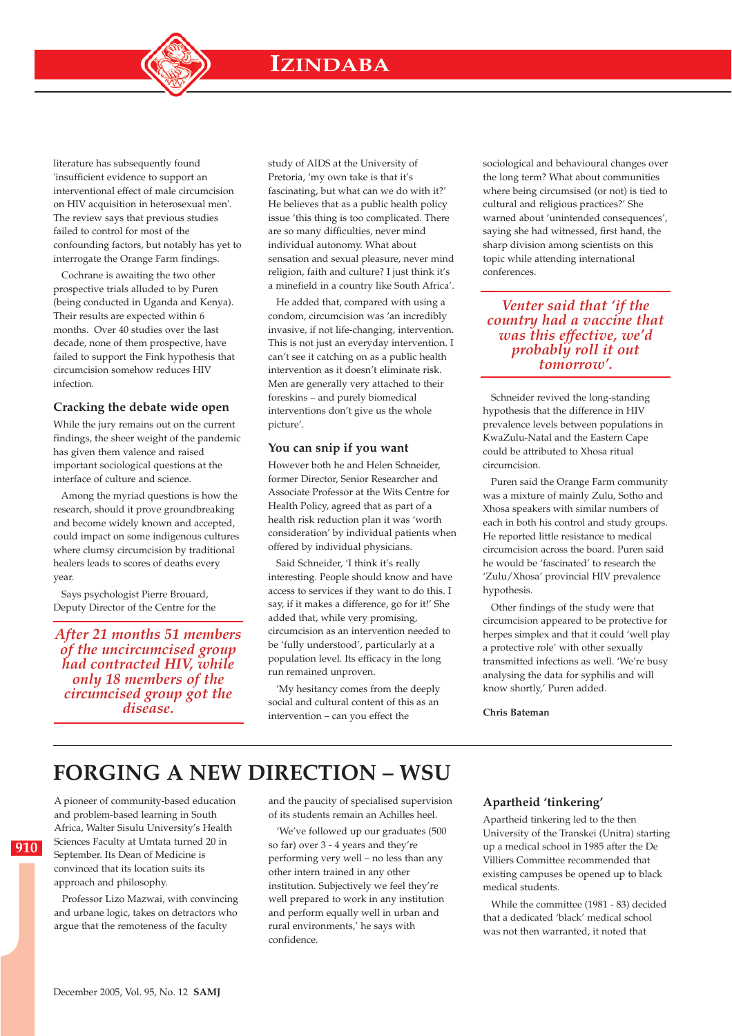literature has subsequently found 'insufficient evidence to support an interventional effect of male circumcision on HIV acquisition in heterosexual men'. The review says that previous studies failed to control for most of the confounding factors, but notably has yet to interrogate the Orange Farm findings.

Cochrane is awaiting the two other prospective trials alluded to by Puren (being conducted in Uganda and Kenya). Their results are expected within 6 months. Over 40 studies over the last decade, none of them prospective, have failed to support the Fink hypothesis that circumcision somehow reduces HIV infection.

### Cracking the debate wide open

While the jury remains out on the current findings, the sheer weight of the pandemic has given them valence and raised important sociological questions at the interface of culture and science.

Among the myriad questions is how the research, should it prove groundbreaking and become widely known and accepted, could impact on some indigenous cultures where clumsy circumcision by traditional healers leads to scores of deaths every year.

Says psychologist Pierre Brouard, Deputy Director of the Centre for the study of AIDS at the University of Pretoria, 'my own take is that it's fascinating, but what can we do with it?' He believes that as a public health policy issue 'this thing is too complicated. There are so many difficulties, never mind individual autonomy. What about sensation and sexual pleasure, never mind religion, faith and culture? I just think it's a minefield in a country like South Africa'.

*After 21 months 51 members of the uncircumcised group had contracted HIV, while only 18 members of the circumcised group got the disease.*

He added that, compared with using a condom, circumcision was 'an incredibly invasive, if not life-changing, intervention. This is not just an everyday intervention. I can't see it catching on as a public health intervention as it doesn't eliminate risk. Men are generally very attached to their foreskins – and purely biomedical interventions don't give us the whole picture'.

### You can snip if you want

However both he and Helen Schneider, former Director, Senior Researcher and Associate Professor at the Wits Centre for Health Policy, agreed that as part of a health risk reduction plan it was 'worth consideration' by individual patients when offered by individual physicians.

Said Schneider, 'I think it's really interesting. People should know and have access to services if they want to do this. I say, if it makes a difference, go for it!' She added that, while very promising, circumcision as an intervention needed to be 'fully understood', particularly at a population level. Its efficacy in the long run remained unproven.

'My hesitancy comes from the deeply social and cultural content of this as an intervention – can you effect the sociological and behavioural changes over the long term? What about communities where being circumsised (or not) is tied to cultural and religious practices?' She warned about 'unintended consequences', saying she had witnessed, first hand, the sharp division among scientists on this topic while attending international conferences.

*Venter said that 'if the country had a vaccine that was this effective, we'd probably roll it out tomorrow'.*

Schneider revived the long-standing hypothesis that the difference in HIV prevalence levels between populations in KwaZulu-Natal and the Eastern Cape could be attributed to Xhosa ritual circumcision.

Puren said the Orange Farm community was a mixture of mainly Zulu, Sotho and Xhosa speakers with similar numbers of each in both his control and study groups. He reported little resistance to medical circumcision across the board. Puren said he would be 'fascinated' to research the 'Zulu/Xhosa' provincial HIV prevalence hypothesis.

Other findings of the study were that circumcision appeared to be protective for herpes simplex and that it could 'well play a protective role' with other sexually transmitted infections as well. 'We're busy analysing the data for syphilis and will know shortly,' Puren added.

**Chris Bateman**

# FORGING A NEW DIRECTION – WSU

A pioneer of community-based education and problem-based learning in South Africa, Walter Sisulu University's Health Sciences Faculty at Umtata turned 20 in September. Its Dean of Medicine is convinced that its location suits its approach and philosophy.

Professor Lizo Mazwai, with convincing and urbane logic, takes on detractors who argue that the remoteness of the faculty and the paucity of specialised supervision of its students remain an Achilles heel.

'We've followed up our graduates (500 so far) over 3 - 4 years and they're performing very well – no less than any other intern trained in any other institution. Subjectively we feel they're well prepared to work in any institution and perform equally well in urban and rural environments,' he says with confidence.

### Apartheid 'tinkering'

Apartheid tinkering led to the then University of the Transkei (Unitra) starting up a medical school in 1985 after the De Villiers Committee recommended that existing campuses be opened up to black medical students.

While the committee (1981 - 83) decided that a dedicated 'black' medical school was not then warranted, it noted that